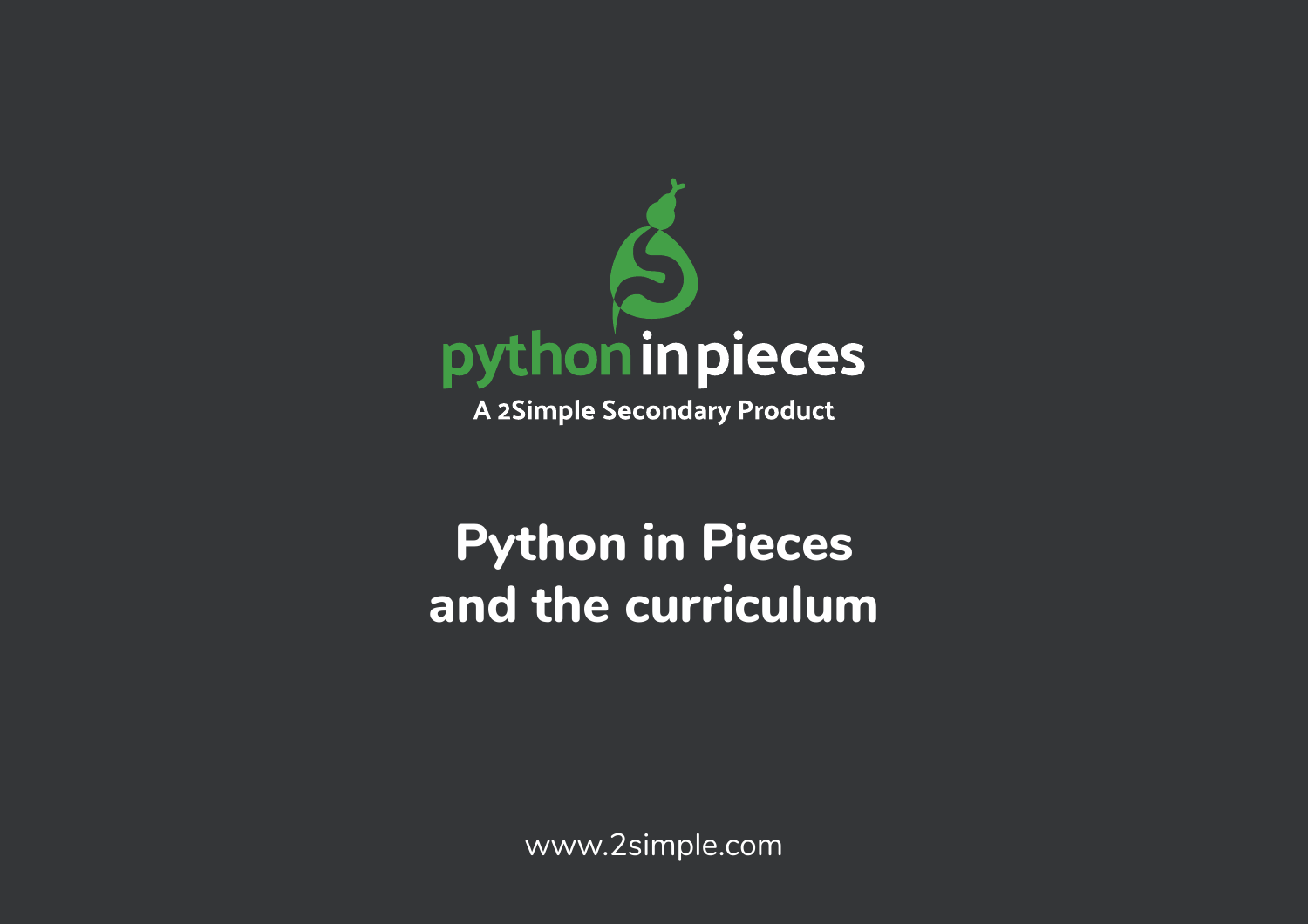python in pieces

A 2Simple Secondary Product

# Python in Pieces and the curriculum

www.2simple.com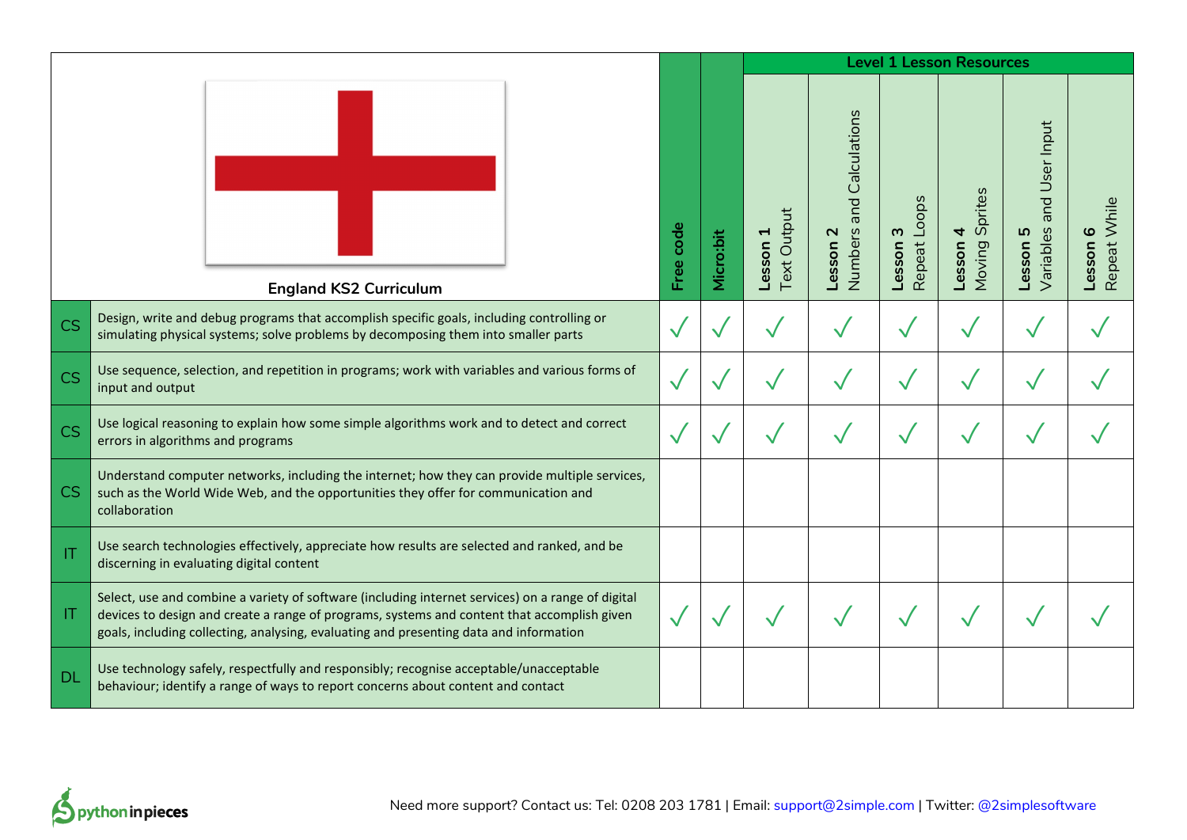| England KS2 Curriculum | | Free code | Micro:bit | Level 1 Lesson Resources | | | | | |
|---|---|---|---|---|---|---|---|---|---|
| | | | | **Lesson 1** Text Output | **Lesson 2** Numbers and Calculations | **Lesson 3** Repeat Loops | **Lesson 4** Moving Sprites | **Lesson 5** Variables and User Input | **Lesson 6** Repeat While |
| CS | Design, write and debug programs that accomplish specific goals, including controlling or simulating physical systems; solve problems by decomposing them into smaller parts | ✓ | ✓ | ✓ | ✓ | ✓ | ✓ | ✓ | ✓ |
| CS | Use sequence, selection, and repetition in programs; work with variables and various forms of input and output | ✓ | ✓ | ✓ | ✓ | ✓ | ✓ | ✓ | ✓ |
| CS | Use logical reasoning to explain how some simple algorithms work and to detect and correct errors in algorithms and programs | ✓ | ✓ | ✓ | ✓ | ✓ | ✓ | ✓ | ✓ |
| CS | Understand computer networks, including the internet; how they can provide multiple services, such as the World Wide Web, and the opportunities they offer for communication and collaboration | | | | | | | | |
| IT | Use search technologies effectively, appreciate how results are selected and ranked, and be discerning in evaluating digital content | | | | | | | | |
| IT | Select, use and combine a variety of software (including internet services) on a range of digital devices to design and create a range of programs, systems and content that accomplish given goals, including collecting, analysing, evaluating and presenting data and information | ✓ | ✓ | ✓ | ✓ | ✓ | ✓ | ✓ | ✓ |
| DL | Use technology safely, respectfully and responsibly; recognise acceptable/unacceptable behaviour; identify a range of ways to report concerns about content and contact | | | | | | | | |

Need more support? Contact us: Tel: 0208 203 1781 | Email: support@2simple.com | Twitter: @2simplesoftware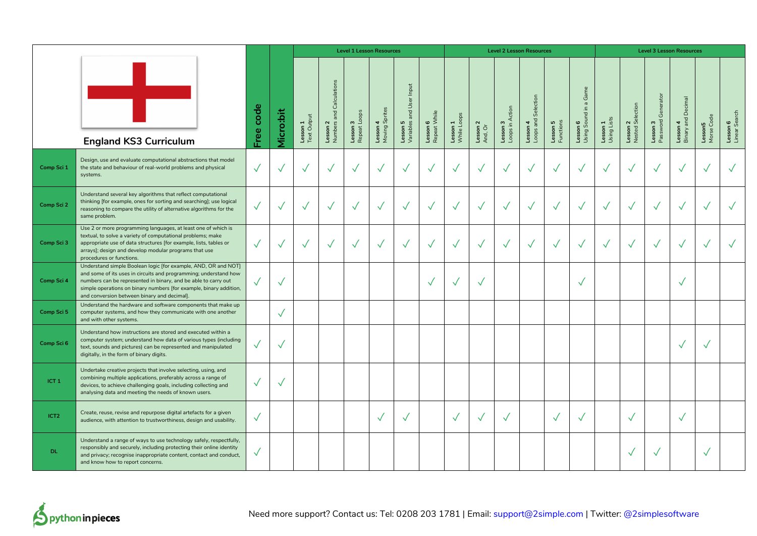## England KS3 Curriculum

| | | Free code | Micro:bit | Level 1 Lesson Resources | | | | | | Level 2 Lesson Resources | | | | | | Level 3 Lesson Resources | | | | | |
|---|---|---|---|---|---|---|---|---|---|---|---|---|---|---|---|---|---|---|---|---|---|
| | | | | **Lesson 1** Text Output | **Lesson 2** Numbers and Calculations | **Lesson 3** Repeat Loops | **Lesson 4** Moving Sprites | **Lesson 5** Variables and User Input | **Lesson 6** Repeat While | **Lesson 1** While Loops | **Lesson 2** And, Or | **Lesson 3** Loops in Action | **Lesson 4** Loops and Selection | **Lesson 5** Functions | **Lesson 6** Using Sound in a Game | **Lesson 1** Using Lists | **Lesson 2** Nested Selection | **Lesson 3** Password Generator | **Lesson 4** Binary and Decimal | **Lesson5** Morse Code | **Lesson 6** Linear Search |
| Comp Sci 1 | Design, use and evaluate computational abstractions that model the state and behaviour of real-world problems and physical systems. | ✓ | ✓ | ✓ | ✓ | ✓ | ✓ | ✓ | ✓ | ✓ | ✓ | ✓ | ✓ | ✓ | ✓ | ✓ | ✓ | ✓ | ✓ | ✓ | ✓ |
| Comp Sci 2 | Understand several key algorithms that reflect computational thinking [for example, ones for sorting and searching]; use logical reasoning to compare the utility of alternative algorithms for the same problem. | ✓ | ✓ | ✓ | ✓ | ✓ | ✓ | ✓ | ✓ | ✓ | ✓ | ✓ | ✓ | ✓ | ✓ | ✓ | ✓ | ✓ | ✓ | ✓ | ✓ |
| Comp Sci 3 | Use 2 or more programming languages, at least one of which is textual, to solve a variety of computational problems; make appropriate use of data structures [for example, lists, tables or arrays]; design and develop modular programs that use procedures or functions. | ✓ | ✓ | ✓ | ✓ | ✓ | ✓ | ✓ | ✓ | ✓ | ✓ | ✓ | ✓ | ✓ | ✓ | ✓ | ✓ | ✓ | ✓ | ✓ | ✓ |
| Comp Sci 4 | Understand simple Boolean logic [for example, AND, OR and NOT] and some of its uses in circuits and programming; understand how numbers can be represented in binary, and be able to carry out simple operations on binary numbers [for example, binary addition, and conversion between binary and decimal]. | ✓ | ✓ | | | | | | ✓ | ✓ | ✓ | | | | ✓ | | | | ✓ | | |
| Comp Sci 5 | Understand the hardware and software components that make up computer systems, and how they communicate with one another and with other systems. | | ✓ | | | | | | | | | | | | | | | | | | |
| Comp Sci 6 | Understand how instructions are stored and executed within a computer system; understand how data of various types (including text, sounds and pictures) can be represented and manipulated digitally, in the form of binary digits. | ✓ | ✓ | | | | | | | | | | | | | | | | ✓ | ✓ | |
| ICT 1 | Undertake creative projects that involve selecting, using, and combining multiple applications, preferably across a range of devices, to achieve challenging goals, including collecting and analysing data and meeting the needs of known users. | ✓ | ✓ | | | | | | | | | | | | | | | | | | |
| ICT2 | Create, reuse, revise and repurpose digital artefacts for a given audience, with attention to trustworthiness, design and usability. | ✓ | | | | | ✓ | ✓ | | ✓ | ✓ | ✓ | | ✓ | ✓ | | ✓ | | ✓ | | |
| DL | Understand a range of ways to use technology safely, respectfully, responsibly and securely, including protecting their online identity and privacy; recognise inappropriate content, contact and conduct, and know how to report concerns. | ✓ | | | | | | | | | | | | | | | ✓ | ✓ | | ✓ | |

pythoninpieces

Need more support? Contact us: Tel: 0208 203 1781 | Email: support@2simple.com | Twitter: @2simplesoftware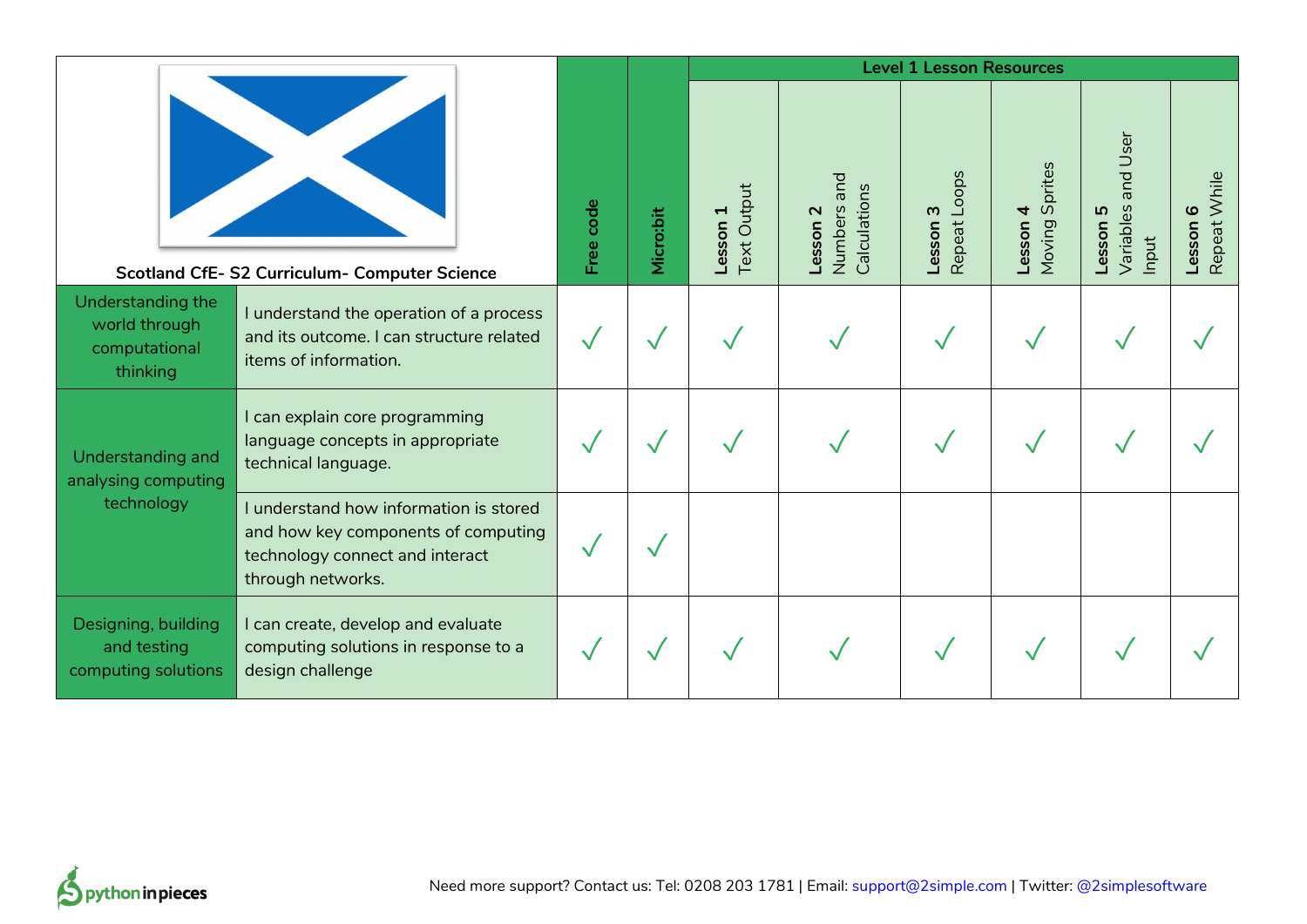| Scotland CfE- S2 Curriculum- Computer Science | | Free code | Micro:bit | Level 1 Lesson Resources | | | | | |
|---|---|---|---|---|---|---|---|---|---|
| | | | | **Lesson 1** Text Output | **Lesson 2** Numbers and Calculations | **Lesson 3** Repeat Loops | **Lesson 4** Moving Sprites | **Lesson 5** Variables and User Input | **Lesson 6** Repeat While |
| Understanding the world through computational thinking | I understand the operation of a process and its outcome. I can structure related items of information. | ✓ | ✓ | ✓ | ✓ | ✓ | ✓ | ✓ | ✓ |
| Understanding and analysing computing technology | I can explain core programming language concepts in appropriate technical language. | ✓ | ✓ | ✓ | ✓ | ✓ | ✓ | ✓ | ✓ |
| | I understand how information is stored and how key components of computing technology connect and interact through networks. | ✓ | ✓ | | | | | | |
| Designing, building and testing computing solutions | I can create, develop and evaluate computing solutions in response to a design challenge | ✓ | ✓ | ✓ | ✓ | ✓ | ✓ | ✓ | ✓ |

Need more support? Contact us: Tel: 0208 203 1781 | Email: support@2simple.com | Twitter: @2simplesoftware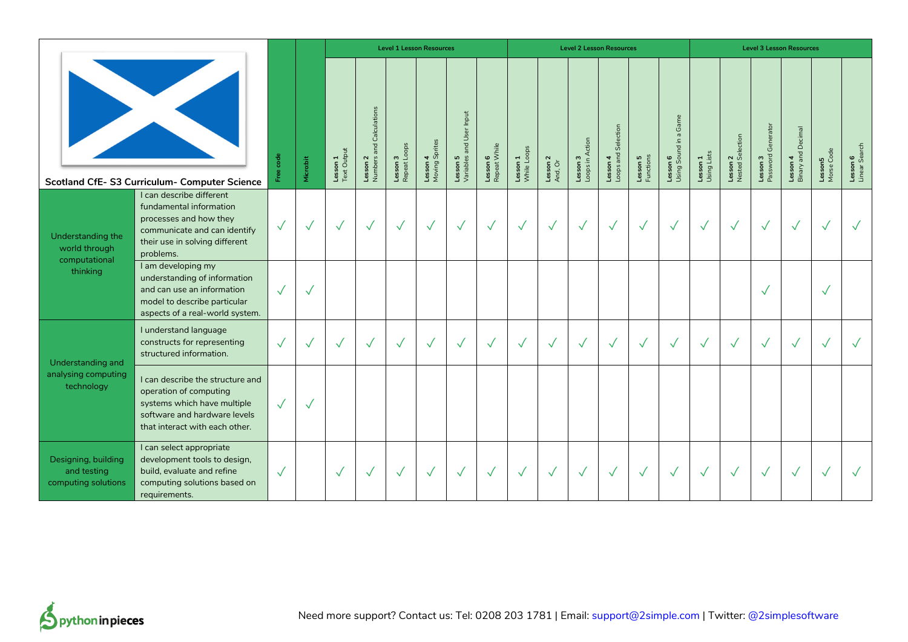| Scotland CfE- S3 Curriculum- Computer Science | | Free code | Microbit | Level 1 Lesson Resources | | | | | | Level 2 Lesson Resources | | | | | | Level 3 Lesson Resources | | | | | |
|---|---|---|---|---|---|---|---|---|---|---|---|---|---|---|---|---|---|---|---|---|---|
| | | | | Lesson 1 Text Output | Lesson 2 Numbers and Calculations | Lesson 3 Repeat Loops | Lesson 4 Moving Sprites | Lesson 5 Variables and User Input | Lesson 6 Repeat While | Lesson 1 While Loops | Lesson 2 And, Or | Lesson 3 Loops in Action | Lesson 4 Loops and Selection | Lesson 5 Functions | Lesson 6 Using Sound in a Game | Lesson 1 Using Lists | Lesson 2 Nested Selection | Lesson 3 Password Generator | Lesson 4 Binary and Decimal | Lesson5 Morse Code | Lesson 6 Linear Search |
| Understanding the world through computational thinking | I can describe different fundamental information processes and how they communicate and can identify their use in solving different problems. | ✓ | ✓ | ✓ | ✓ | ✓ | ✓ | ✓ | ✓ | ✓ | ✓ | ✓ | ✓ | ✓ | ✓ | ✓ | ✓ | ✓ | ✓ | ✓ | ✓ |
| | I am developing my understanding of information and can use an information model to describe particular aspects of a real-world system. | ✓ | ✓ | | | | | | | | | | | | | | | ✓ | | ✓ | |
| Understanding and analysing computing technology | I understand language constructs for representing structured information. | ✓ | ✓ | ✓ | ✓ | ✓ | ✓ | ✓ | ✓ | ✓ | ✓ | ✓ | ✓ | ✓ | ✓ | ✓ | ✓ | ✓ | ✓ | ✓ | ✓ |
| | I can describe the structure and operation of computing systems which have multiple software and hardware levels that interact with each other. | ✓ | ✓ | | | | | | | | | | | | | | | | | | |
| Designing, building and testing computing solutions | I can select appropriate development tools to design, build, evaluate and refine computing solutions based on requirements. | ✓ | | ✓ | ✓ | ✓ | ✓ | ✓ | ✓ | ✓ | ✓ | ✓ | ✓ | ✓ | ✓ | ✓ | ✓ | ✓ | ✓ | ✓ | ✓ |

pythoninpieces

Need more support? Contact us: Tel: 0208 203 1781 | Email: support@2simple.com | Twitter: @2simplesoftware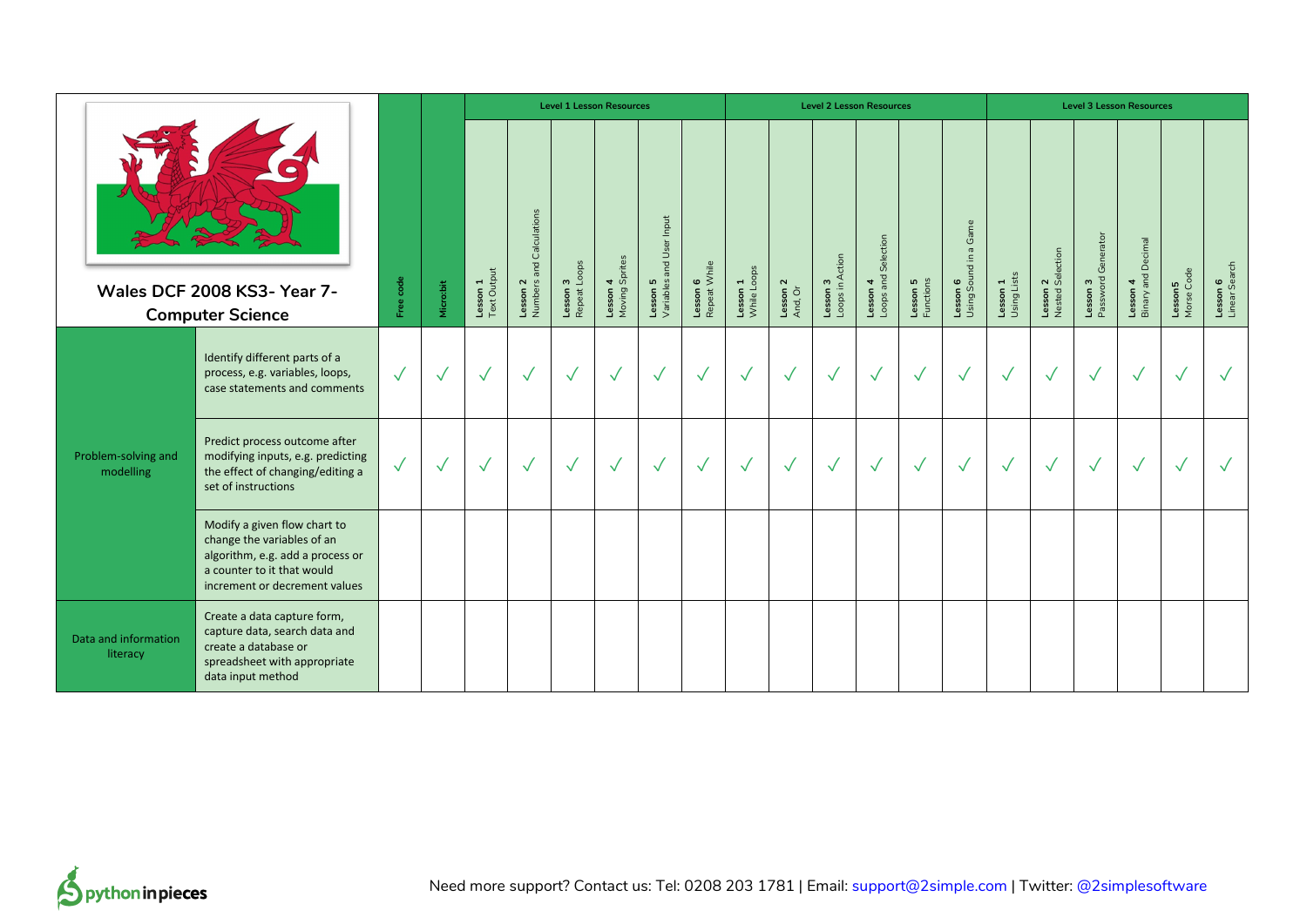| Wales DCF 2008 KS3- Year 7- Computer Science | | Free code | Microbit | Level 1 Lesson Resources | | | | | | Level 2 Lesson Resources | | | | | | Level 3 Lesson Resources | | | | | |
|---|---|---|---|---|---|---|---|---|---|---|---|---|---|---|---|---|---|---|---|---|---|
| | | | | Lesson 1 Text Output | Lesson 2 Numbers and Calculations | Lesson 3 Repeat Loops | Lesson 4 Moving Sprites | Lesson 5 Variables and User Input | Lesson 6 Repeat While | Lesson 1 While Loops | Lesson 2 And, Or | Lesson 3 Loops in Action | Lesson 4 Loops and Selection | Lesson 5 Functions | Lesson 6 Using Sound in a Game | Lesson 1 Using Lists | Lesson 2 Nested Selection | Lesson 3 Password Generator | Lesson 4 Binary and Decimal | Lesson5 Morse Code | Lesson 6 Linear Search |
| Problem-solving and modelling | Identify different parts of a process, e.g. variables, loops, case statements and comments | ✓ | ✓ | ✓ | ✓ | ✓ | ✓ | ✓ | ✓ | ✓ | ✓ | ✓ | ✓ | ✓ | ✓ | ✓ | ✓ | ✓ | ✓ | ✓ | ✓ |
| | Predict process outcome after modifying inputs, e.g. predicting the effect of changing/editing a set of instructions | ✓ | ✓ | ✓ | ✓ | ✓ | ✓ | ✓ | ✓ | ✓ | ✓ | ✓ | ✓ | ✓ | ✓ | ✓ | ✓ | ✓ | ✓ | ✓ | ✓ |
| | Modify a given flow chart to change the variables of an algorithm, e.g. add a process or a counter to it that would increment or decrement values | | | | | | | | | | | | | | | | | | | | |
| Data and information literacy | Create a data capture form, capture data, search data and create a database or spreadsheet with appropriate data input method | | | | | | | | | | | | | | | | | | | | |

Need more support? Contact us: Tel: 0208 203 1781 | Email: support@2simple.com | Twitter: @2simplesoftware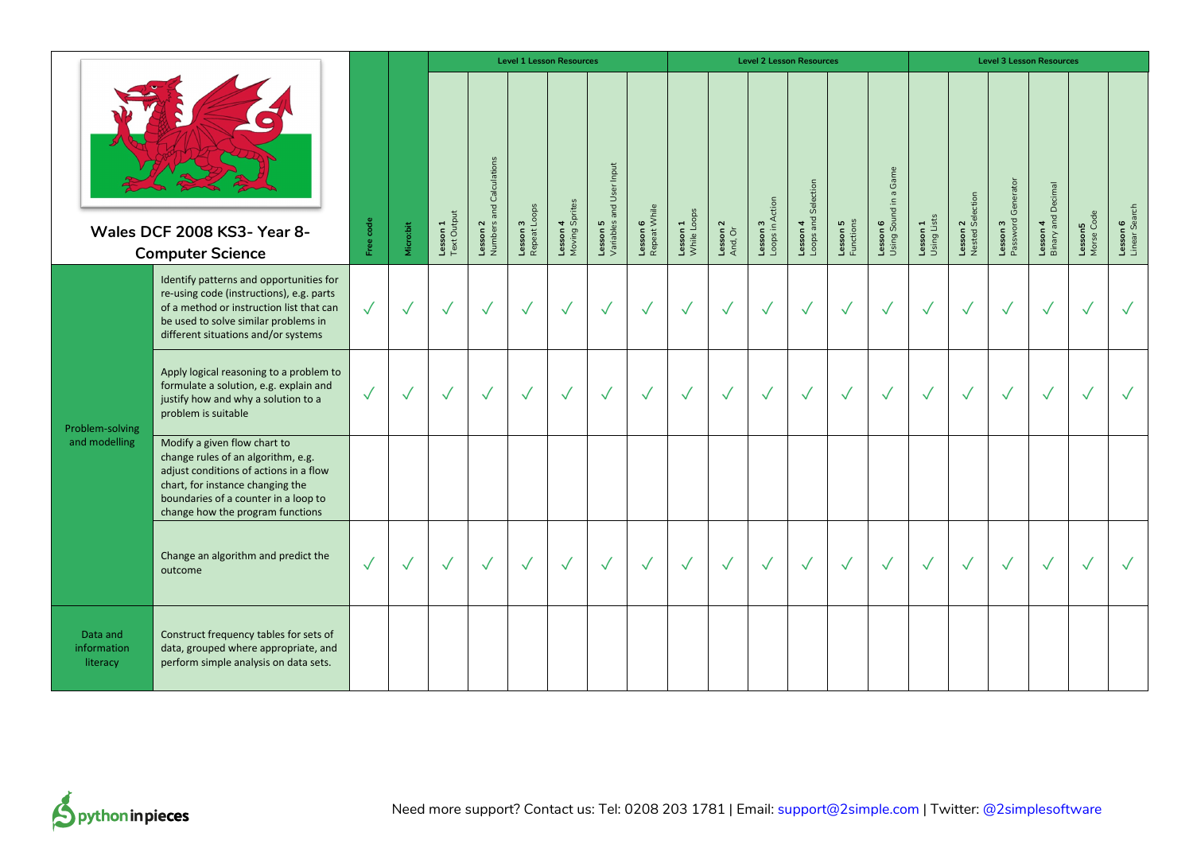| Wales DCF 2008 KS3- Year 8- Computer Science | | Free code | Micro:bit | Level 1 Lesson Resources | | | | | | Level 2 Lesson Resources | | | | | | Level 3 Lesson Resources | | | | | |
|---|---|---|---|---|---|---|---|---|---|---|---|---|---|---|---|---|---|---|---|---|---|
| | | | | Lesson 1 Text Output | Lesson 2 Numbers and Calculations | Lesson 3 Repeat Loops | Lesson 4 Moving Sprites | Lesson 5 Variables and User Input | Lesson 6 Repeat While | Lesson 1 While Loops | Lesson 2 And, Or | Lesson 3 Loops in Action | Lesson 4 Loops and Selection | Lesson 5 Functions | Lesson 6 Using Sound in a Game | Lesson 1 Using Lists | Lesson 2 Nested Selection | Lesson 3 Password Generator | Lesson 4 Binary and Decimal | Lesson5 Morse Code | Lesson 6 Linear Search |
| Problem-solving and modelling | Identify patterns and opportunities for re-using code (instructions), e.g. parts of a method or instruction list that can be used to solve similar problems in different situations and/or systems | ✓ | ✓ | ✓ | ✓ | ✓ | ✓ | ✓ | ✓ | ✓ | ✓ | ✓ | ✓ | ✓ | ✓ | ✓ | ✓ | ✓ | ✓ | ✓ | ✓ |
| | Apply logical reasoning to a problem to formulate a solution, e.g. explain and justify how and why a solution to a problem is suitable | ✓ | ✓ | ✓ | ✓ | ✓ | ✓ | ✓ | ✓ | ✓ | ✓ | ✓ | ✓ | ✓ | ✓ | ✓ | ✓ | ✓ | ✓ | ✓ | ✓ |
| | Modify a given flow chart to change rules of an algorithm, e.g. adjust conditions of actions in a flow chart, for instance changing the boundaries of a counter in a loop to change how the program functions | | | | | | | | | | | | | | | | | | | | |
| | Change an algorithm and predict the outcome | ✓ | ✓ | ✓ | ✓ | ✓ | ✓ | ✓ | ✓ | ✓ | ✓ | ✓ | ✓ | ✓ | ✓ | ✓ | ✓ | ✓ | ✓ | ✓ | ✓ |
| Data and information literacy | Construct frequency tables for sets of data, grouped where appropriate, and perform simple analysis on data sets. | | | | | | | | | | | | | | | | | | | | |

Need more support? Contact us: Tel: 0208 203 1781 | Email: support@2simple.com | Twitter: @2simplesoftware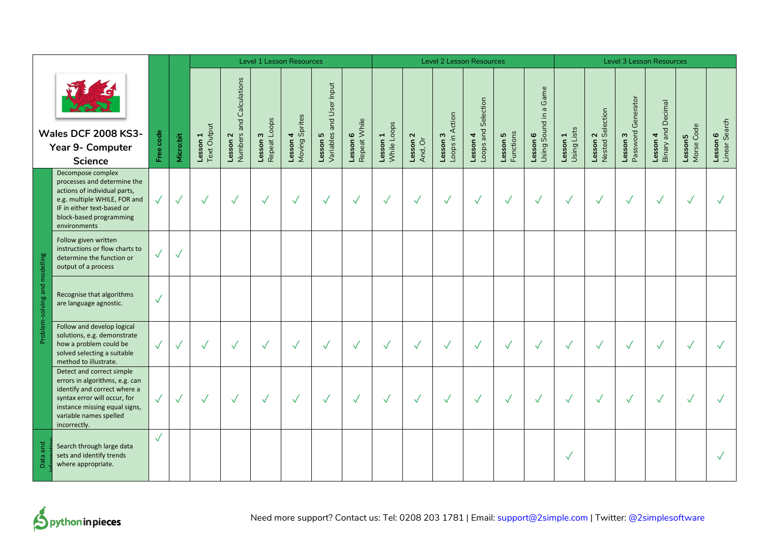| Wales DCF 2008 KS3- Year 9- Computer Science | | Free code | Micro:bit | Level 1 Lesson Resources | | | | | | Level 2 Lesson Resources | | | | | | Level 3 Lesson Resources | | | | | |
|---|---|---|---|---|---|---|---|---|---|---|---|---|---|---|---|---|---|---|---|---|---|
| | | | | **Lesson 1** Text Output | **Lesson 2** Numbers and Calculations | **Lesson 3** Repeat Loops | **Lesson 4** Moving Sprites | **Lesson 5** Variables and User Input | **Lesson 6** Repeat While | **Lesson 1** While Loops | **Lesson 2** And, Or | **Lesson 3** Loops in Action | **Lesson 4** Loops and Selection | **Lesson 5** Functions | **Lesson 6** Using Sound in a Game | **Lesson 1** Using Lists | **Lesson 2** Nested Selection | **Lesson 3** Password Generator | **Lesson 4** Binary and Decimal | **Lesson5** Morse Code | **Lesson 6** Linear Search |
| Problem-solving and modelling | Decompose complex processes and determine the actions of individual parts, e.g. multiple WHILE, FOR and IF in either text-based or block-based programming environments | ✓ | ✓ | ✓ | ✓ | ✓ | ✓ | ✓ | ✓ | ✓ | ✓ | ✓ | ✓ | ✓ | ✓ | ✓ | ✓ | ✓ | ✓ | ✓ | ✓ |
| | Follow given written instructions or flow charts to determine the function or output of a process | ✓ | ✓ | | | | | | | | | | | | | | | | | | |
| | Recognise that algorithms are language agnostic. | ✓ | | | | | | | | | | | | | | | | | | | |
| | Follow and develop logical solutions, e.g. demonstrate how a problem could be solved selecting a suitable method to illustrate. | ✓ | ✓ | ✓ | ✓ | ✓ | ✓ | ✓ | ✓ | ✓ | ✓ | ✓ | ✓ | ✓ | ✓ | ✓ | ✓ | ✓ | ✓ | ✓ | ✓ |
| | Detect and correct simple errors in algorithms, e.g. can identify and correct where a syntax error will occur, for instance missing equal signs, variable names spelled incorrectly. | ✓ | ✓ | ✓ | ✓ | ✓ | ✓ | ✓ | ✓ | ✓ | ✓ | ✓ | ✓ | ✓ | ✓ | ✓ | ✓ | ✓ | ✓ | ✓ | ✓ |
| Data and information | Search through large data sets and identify trends where appropriate. | ✓ | | | | | | | | | | | | | | ✓ | | | | | ✓ |

Need more support? Contact us: Tel: 0208 203 1781 | Email: support@2simple.com | Twitter: @2simplesoftware